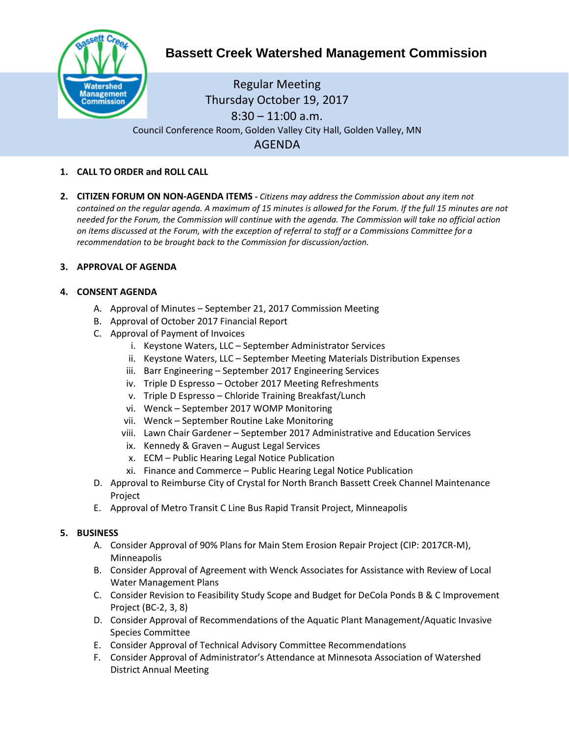# Bassett Creek Watershed Management Commission

Regular Meeting
Thursday October 19, 2017
8:30 – 11:00 a.m.
Council Conference Room, Golden Valley City Hall, Golden Valley, MN

## AGENDA

1. **CALL TO ORDER and ROLL CALL**

2. **CITIZEN FORUM ON NON-AGENDA ITEMS -** *Citizens may address the Commission about any item not contained on the regular agenda. A maximum of 15 minutes is allowed for the Forum. If the full 15 minutes are not needed for the Forum, the Commission will continue with the agenda. The Commission will take no official action on items discussed at the Forum, with the exception of referral to staff or a Commissions Committee for a recommendation to be brought back to the Commission for discussion/action.*

3. **APPROVAL OF AGENDA**

4. **CONSENT AGENDA**
   A. Approval of Minutes – September 21, 2017 Commission Meeting
   B. Approval of October 2017 Financial Report
   C. Approval of Payment of Invoices
      i. Keystone Waters, LLC – September Administrator Services
      ii. Keystone Waters, LLC – September Meeting Materials Distribution Expenses
      iii. Barr Engineering – September 2017 Engineering Services
      iv. Triple D Espresso – October 2017 Meeting Refreshments
      v. Triple D Espresso – Chloride Training Breakfast/Lunch
      vi. Wenck – September 2017 WOMP Monitoring
      vii. Wenck – September Routine Lake Monitoring
      viii. Lawn Chair Gardener – September 2017 Administrative and Education Services
      ix. Kennedy & Graven – August Legal Services
      x. ECM – Public Hearing Legal Notice Publication
      xi. Finance and Commerce – Public Hearing Legal Notice Publication
   D. Approval to Reimburse City of Crystal for North Branch Bassett Creek Channel Maintenance Project
   E. Approval of Metro Transit C Line Bus Rapid Transit Project, Minneapolis

5. **BUSINESS**
   A. Consider Approval of 90% Plans for Main Stem Erosion Repair Project (CIP: 2017CR-M), Minneapolis
   B. Consider Approval of Agreement with Wenck Associates for Assistance with Review of Local Water Management Plans
   C. Consider Revision to Feasibility Study Scope and Budget for DeCola Ponds B & C Improvement Project (BC-2, 3, 8)
   D. Consider Approval of Recommendations of the Aquatic Plant Management/Aquatic Invasive Species Committee
   E. Consider Approval of Technical Advisory Committee Recommendations
   F. Consider Approval of Administrator's Attendance at Minnesota Association of Watershed District Annual Meeting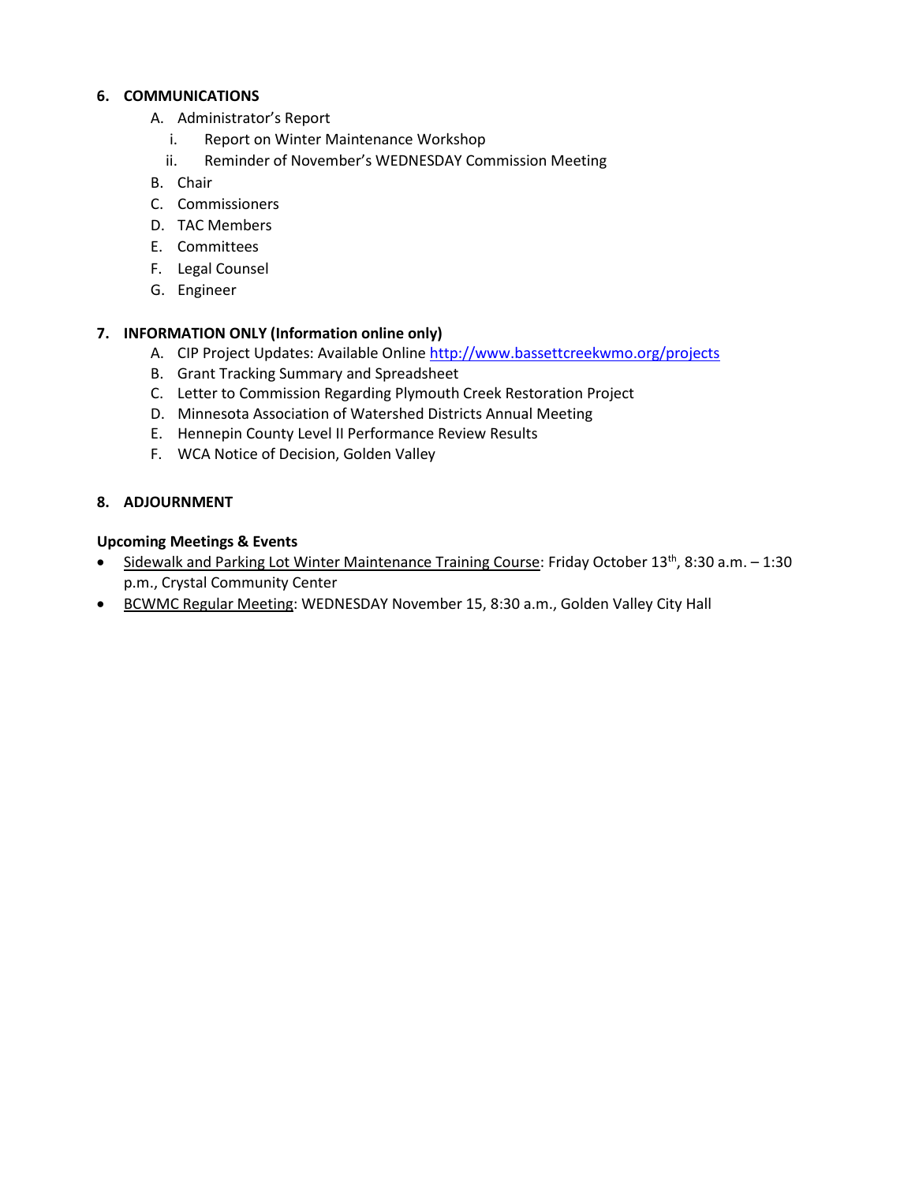**6. COMMUNICATIONS**

A. Administrator's Report
   i. Report on Winter Maintenance Workshop
   ii. Reminder of November's WEDNESDAY Commission Meeting

B. Chair

C. Commissioners

D. TAC Members

E. Committees

F. Legal Counsel

G. Engineer

**7. INFORMATION ONLY (Information online only)**

A. CIP Project Updates: Available Online [http://www.bassettcreekwmo.org/projects](http://www.bassettcreekwmo.org/projects)

B. Grant Tracking Summary and Spreadsheet

C. Letter to Commission Regarding Plymouth Creek Restoration Project

D. Minnesota Association of Watershed Districts Annual Meeting

E. Hennepin County Level II Performance Review Results

F. WCA Notice of Decision, Golden Valley

**8. ADJOURNMENT**

**Upcoming Meetings & Events**

- Sidewalk and Parking Lot Winter Maintenance Training Course: Friday October 13th, 8:30 a.m. – 1:30 p.m., Crystal Community Center
- BCWMC Regular Meeting: WEDNESDAY November 15, 8:30 a.m., Golden Valley City Hall